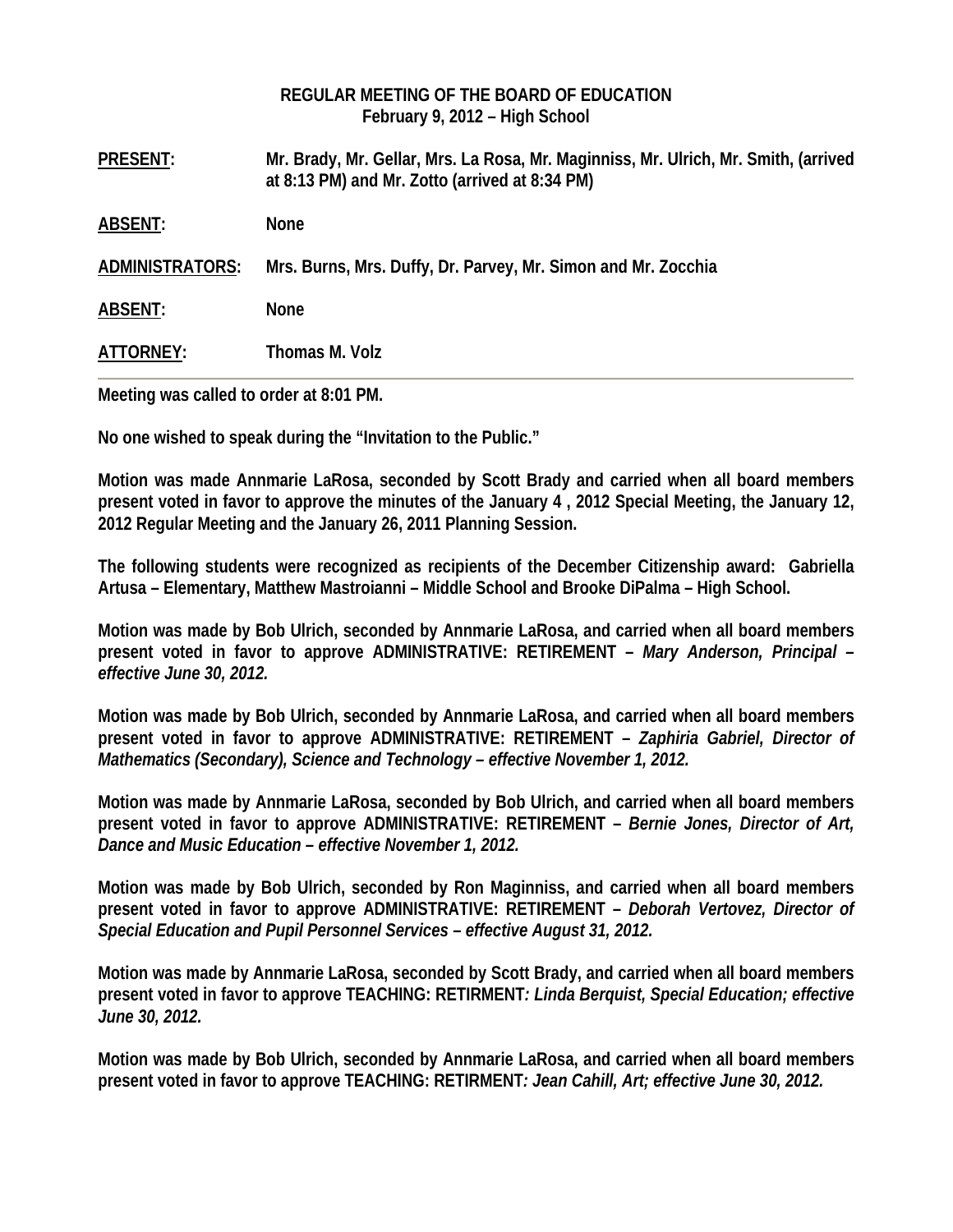**REGULAR MEETING OF THE BOARD OF EDUCATION**
**February 9, 2012 – High School**

**PRESENT:** Mr. Brady, Mr. Gellar, Mrs. La Rosa, Mr. Maginniss, Mr. Ulrich, Mr. Smith, (arrived at 8:13 PM) and Mr. Zotto (arrived at 8:34 PM)

**ABSENT:** None

**ADMINISTRATORS:** Mrs. Burns, Mrs. Duffy, Dr. Parvey, Mr. Simon and Mr. Zocchia

**ABSENT:** None

**ATTORNEY:** Thomas M. Volz

---

**Meeting was called to order at 8:01 PM.**

**No one wished to speak during the "Invitation to the Public."**

**Motion was made Annmarie LaRosa, seconded by Scott Brady and carried when all board members present voted in favor to approve the minutes of the January 4 , 2012 Special Meeting, the January 12, 2012 Regular Meeting and the January 26, 2011 Planning Session.**

**The following students were recognized as recipients of the December Citizenship award: Gabriella Artusa – Elementary, Matthew Mastroianni – Middle School and Brooke DiPalma – High School.**

**Motion was made by Bob Ulrich, seconded by Annmarie LaRosa, and carried when all board members present voted in favor to approve ADMINISTRATIVE: RETIREMENT –** ***Mary Anderson, Principal – effective June 30, 2012.***

**Motion was made by Bob Ulrich, seconded by Annmarie LaRosa, and carried when all board members present voted in favor to approve ADMINISTRATIVE: RETIREMENT –** ***Zaphiria Gabriel, Director of Mathematics (Secondary), Science and Technology – effective November 1, 2012.***

**Motion was made by Annmarie LaRosa, seconded by Bob Ulrich, and carried when all board members present voted in favor to approve ADMINISTRATIVE: RETIREMENT –** ***Bernie Jones, Director of Art, Dance and Music Education – effective November 1, 2012.***

**Motion was made by Bob Ulrich, seconded by Ron Maginniss, and carried when all board members present voted in favor to approve ADMINISTRATIVE: RETIREMENT –** ***Deborah Vertovez, Director of Special Education and Pupil Personnel Services – effective August 31, 2012.***

**Motion was made by Annmarie LaRosa, seconded by Scott Brady, and carried when all board members present voted in favor to approve TEACHING: RETIRMENT*****: Linda Berquist, Special Education; effective June 30, 2012.***

**Motion was made by Bob Ulrich, seconded by Annmarie LaRosa, and carried when all board members present voted in favor to approve TEACHING: RETIRMENT*****: Jean Cahill, Art; effective June 30, 2012.***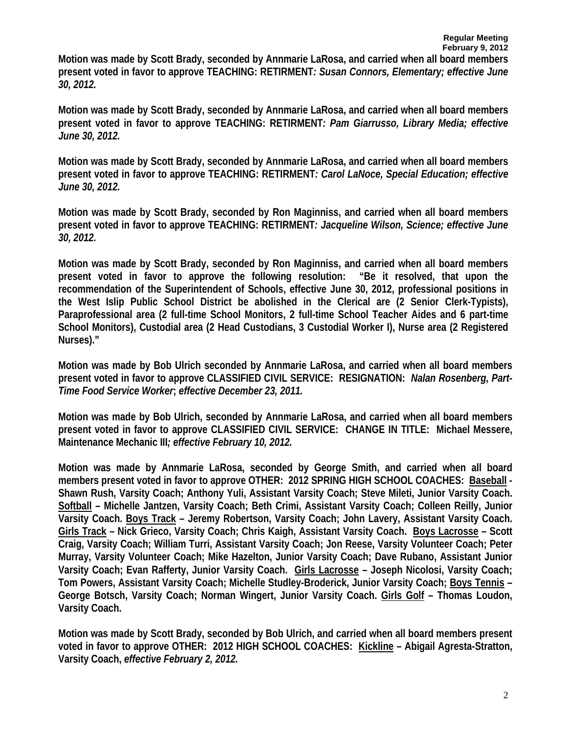**Motion was made by Scott Brady, seconded by Annmarie LaRosa, and carried when all board members present voted in favor to approve TEACHING: RETIRMENT*: Susan Connors, Elementary; effective June 30, 2012.***

**Motion was made by Scott Brady, seconded by Annmarie LaRosa, and carried when all board members present voted in favor to approve TEACHING: RETIRMENT*: Pam Giarrusso, Library Media; effective June 30, 2012.***

**Motion was made by Scott Brady, seconded by Annmarie LaRosa, and carried when all board members present voted in favor to approve TEACHING: RETIRMENT*: Carol LaNoce, Special Education; effective June 30, 2012.***

**Motion was made by Scott Brady, seconded by Ron Maginniss, and carried when all board members present voted in favor to approve TEACHING: RETIRMENT*: Jacqueline Wilson, Science; effective June 30, 2012.***

**Motion was made by Scott Brady, seconded by Ron Maginniss, and carried when all board members present voted in favor to approve the following resolution: "Be it resolved, that upon the recommendation of the Superintendent of Schools, effective June 30, 2012, professional positions in the West Islip Public School District be abolished in the Clerical are (2 Senior Clerk-Typists), Paraprofessional area (2 full-time School Monitors, 2 full-time School Teacher Aides and 6 part-time School Monitors), Custodial area (2 Head Custodians, 3 Custodial Worker I), Nurse area (2 Registered Nurses)."**

**Motion was made by Bob Ulrich seconded by Annmarie LaRosa, and carried when all board members present voted in favor to approve CLASSIFIED CIVIL SERVICE: RESIGNATION: *Nalan Rosenberg, Part-Time Food Service Worker*; *effective December 23, 2011.***

**Motion was made by Bob Ulrich, seconded by Annmarie LaRosa, and carried when all board members present voted in favor to approve CLASSIFIED CIVIL SERVICE: CHANGE IN TITLE: Michael Messere, Maintenance Mechanic III*; effective February 10, 2012.***

**Motion was made by Annmarie LaRosa, seconded by George Smith, and carried when all board members present voted in favor to approve OTHER: 2012 SPRING HIGH SCHOOL COACHES: <u>Baseball</u> - Shawn Rush, Varsity Coach; Anthony Yuli, Assistant Varsity Coach; Steve Mileti, Junior Varsity Coach. <u>Softball</u> – Michelle Jantzen, Varsity Coach; Beth Crimi, Assistant Varsity Coach; Colleen Reilly, Junior Varsity Coach. <u>Boys Track</u> – Jeremy Robertson, Varsity Coach; John Lavery, Assistant Varsity Coach. <u>Girls Track</u> – Nick Grieco, Varsity Coach; Chris Kaigh, Assistant Varsity Coach. <u>Boys Lacrosse</u> – Scott Craig, Varsity Coach; William Turri, Assistant Varsity Coach; Jon Reese, Varsity Volunteer Coach; Peter Murray, Varsity Volunteer Coach; Mike Hazelton, Junior Varsity Coach; Dave Rubano, Assistant Junior Varsity Coach; Evan Rafferty, Junior Varsity Coach. <u>Girls Lacrosse</u> – Joseph Nicolosi, Varsity Coach; Tom Powers, Assistant Varsity Coach; Michelle Studley-Broderick, Junior Varsity Coach; <u>Boys Tennis</u> – George Botsch, Varsity Coach; Norman Wingert, Junior Varsity Coach. <u>Girls Golf</u> – Thomas Loudon, Varsity Coach.**

**Motion was made by Scott Brady, seconded by Bob Ulrich, and carried when all board members present voted in favor to approve OTHER: 2012 HIGH SCHOOL COACHES: <u>Kickline</u> – Abigail Agresta-Stratton, Varsity Coach, *effective February 2, 2012.***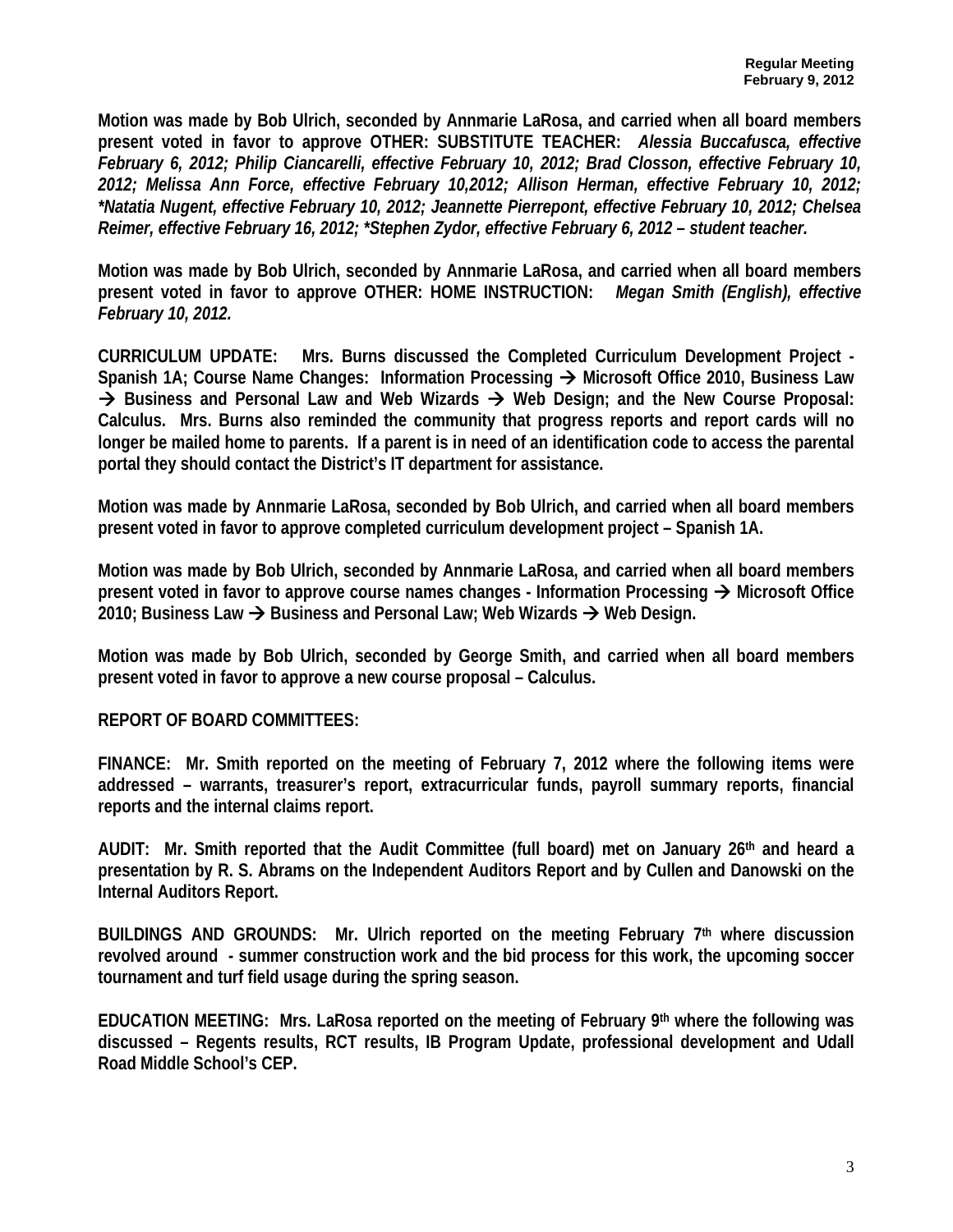**Motion was made by Bob Ulrich, seconded by Annmarie LaRosa, and carried when all board members present voted in favor to approve OTHER: SUBSTITUTE TEACHER:** ***Alessia Buccafusca, effective February 6, 2012; Philip Ciancarelli, effective February 10, 2012; Brad Closson, effective February 10, 2012; Melissa Ann Force, effective February 10,2012; Allison Herman, effective February 10, 2012; *Natatia Nugent, effective February 10, 2012; Jeannette Pierrepont, effective February 10, 2012; Chelsea Reimer, effective February 16, 2012; *Stephen Zydor, effective February 6, 2012 – student teacher.***

**Motion was made by Bob Ulrich, seconded by Annmarie LaRosa, and carried when all board members present voted in favor to approve OTHER: HOME INSTRUCTION:** ***Megan Smith (English), effective February 10, 2012.***

**CURRICULUM UPDATE: Mrs. Burns discussed the Completed Curriculum Development Project - Spanish 1A; Course Name Changes: Information Processing → Microsoft Office 2010, Business Law → Business and Personal Law and Web Wizards → Web Design; and the New Course Proposal: Calculus. Mrs. Burns also reminded the community that progress reports and report cards will no longer be mailed home to parents. If a parent is in need of an identification code to access the parental portal they should contact the District's IT department for assistance.**

**Motion was made by Annmarie LaRosa, seconded by Bob Ulrich, and carried when all board members present voted in favor to approve completed curriculum development project – Spanish 1A.**

**Motion was made by Bob Ulrich, seconded by Annmarie LaRosa, and carried when all board members present voted in favor to approve course names changes - Information Processing → Microsoft Office 2010; Business Law → Business and Personal Law; Web Wizards → Web Design.**

**Motion was made by Bob Ulrich, seconded by George Smith, and carried when all board members present voted in favor to approve a new course proposal – Calculus.**

**REPORT OF BOARD COMMITTEES:**

**FINANCE: Mr. Smith reported on the meeting of February 7, 2012 where the following items were addressed – warrants, treasurer's report, extracurricular funds, payroll summary reports, financial reports and the internal claims report.**

**AUDIT: Mr. Smith reported that the Audit Committee (full board) met on January 26th and heard a presentation by R. S. Abrams on the Independent Auditors Report and by Cullen and Danowski on the Internal Auditors Report.**

**BUILDINGS AND GROUNDS: Mr. Ulrich reported on the meeting February 7th where discussion revolved around - summer construction work and the bid process for this work, the upcoming soccer tournament and turf field usage during the spring season.**

**EDUCATION MEETING: Mrs. LaRosa reported on the meeting of February 9th where the following was discussed – Regents results, RCT results, IB Program Update, professional development and Udall Road Middle School's CEP.**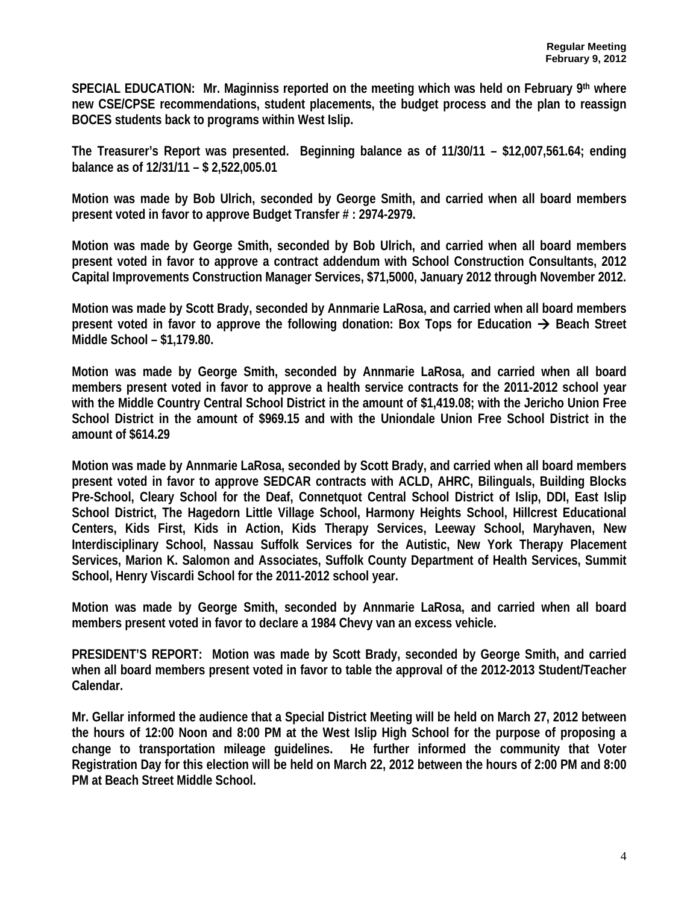**SPECIAL EDUCATION: Mr. Maginniss reported on the meeting which was held on February 9th where new CSE/CPSE recommendations, student placements, the budget process and the plan to reassign BOCES students back to programs within West Islip.**

**The Treasurer's Report was presented. Beginning balance as of 11/30/11 – $12,007,561.64; ending balance as of 12/31/11 – $ 2,522,005.01**

**Motion was made by Bob Ulrich, seconded by George Smith, and carried when all board members present voted in favor to approve Budget Transfer # : 2974-2979.**

**Motion was made by George Smith, seconded by Bob Ulrich, and carried when all board members present voted in favor to approve a contract addendum with School Construction Consultants, 2012 Capital Improvements Construction Manager Services, $71,5000, January 2012 through November 2012.**

**Motion was made by Scott Brady, seconded by Annmarie LaRosa, and carried when all board members present voted in favor to approve the following donation: Box Tops for Education → Beach Street Middle School – $1,179.80.**

**Motion was made by George Smith, seconded by Annmarie LaRosa, and carried when all board members present voted in favor to approve a health service contracts for the 2011-2012 school year with the Middle Country Central School District in the amount of $1,419.08; with the Jericho Union Free School District in the amount of $969.15 and with the Uniondale Union Free School District in the amount of $614.29**

**Motion was made by Annmarie LaRosa, seconded by Scott Brady, and carried when all board members present voted in favor to approve SEDCAR contracts with ACLD, AHRC, Bilinguals, Building Blocks Pre-School, Cleary School for the Deaf, Connetquot Central School District of Islip, DDI, East Islip School District, The Hagedorn Little Village School, Harmony Heights School, Hillcrest Educational Centers, Kids First, Kids in Action, Kids Therapy Services, Leeway School, Maryhaven, New Interdisciplinary School, Nassau Suffolk Services for the Autistic, New York Therapy Placement Services, Marion K. Salomon and Associates, Suffolk County Department of Health Services, Summit School, Henry Viscardi School for the 2011-2012 school year.**

**Motion was made by George Smith, seconded by Annmarie LaRosa, and carried when all board members present voted in favor to declare a 1984 Chevy van an excess vehicle.**

**PRESIDENT'S REPORT: Motion was made by Scott Brady, seconded by George Smith, and carried when all board members present voted in favor to table the approval of the 2012-2013 Student/Teacher Calendar.**

**Mr. Gellar informed the audience that a Special District Meeting will be held on March 27, 2012 between the hours of 12:00 Noon and 8:00 PM at the West Islip High School for the purpose of proposing a change to transportation mileage guidelines. He further informed the community that Voter Registration Day for this election will be held on March 22, 2012 between the hours of 2:00 PM and 8:00 PM at Beach Street Middle School.**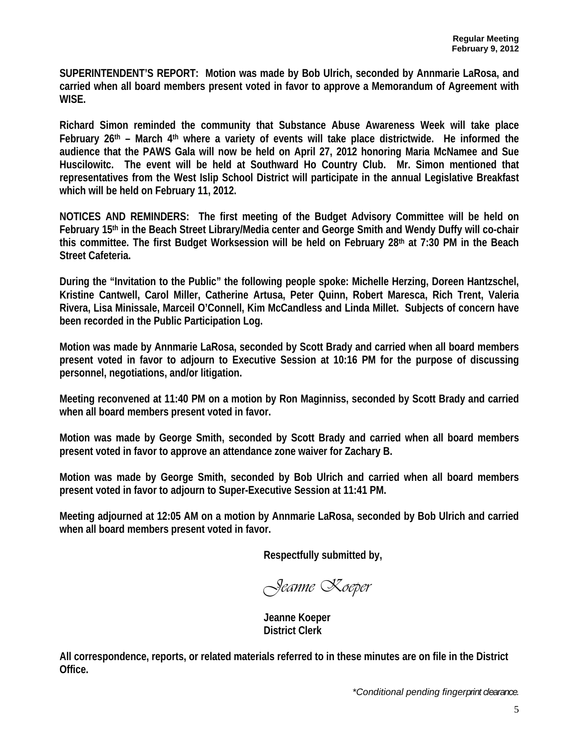**SUPERINTENDENT'S REPORT: Motion was made by Bob Ulrich, seconded by Annmarie LaRosa, and carried when all board members present voted in favor to approve a Memorandum of Agreement with WISE.**

**Richard Simon reminded the community that Substance Abuse Awareness Week will take place February 26th – March 4th where a variety of events will take place districtwide. He informed the audience that the PAWS Gala will now be held on April 27, 2012 honoring Maria McNamee and Sue Huscilowitc. The event will be held at Southward Ho Country Club. Mr. Simon mentioned that representatives from the West Islip School District will participate in the annual Legislative Breakfast which will be held on February 11, 2012.**

**NOTICES AND REMINDERS: The first meeting of the Budget Advisory Committee will be held on February 15th in the Beach Street Library/Media center and George Smith and Wendy Duffy will co-chair this committee. The first Budget Worksession will be held on February 28th at 7:30 PM in the Beach Street Cafeteria.**

**During the "Invitation to the Public" the following people spoke: Michelle Herzing, Doreen Hantzschel, Kristine Cantwell, Carol Miller, Catherine Artusa, Peter Quinn, Robert Maresca, Rich Trent, Valeria Rivera, Lisa Minissale, Marceil O'Connell, Kim McCandless and Linda Millet. Subjects of concern have been recorded in the Public Participation Log.**

**Motion was made by Annmarie LaRosa, seconded by Scott Brady and carried when all board members present voted in favor to adjourn to Executive Session at 10:16 PM for the purpose of discussing personnel, negotiations, and/or litigation.**

**Meeting reconvened at 11:40 PM on a motion by Ron Maginniss, seconded by Scott Brady and carried when all board members present voted in favor.**

**Motion was made by George Smith, seconded by Scott Brady and carried when all board members present voted in favor to approve an attendance zone waiver for Zachary B.**

**Motion was made by George Smith, seconded by Bob Ulrich and carried when all board members present voted in favor to adjourn to Super-Executive Session at 11:41 PM.**

**Meeting adjourned at 12:05 AM on a motion by Annmarie LaRosa, seconded by Bob Ulrich and carried when all board members present voted in favor.**

**Respectfully submitted by,**

*Jeanne Koeper*

**Jeanne Koeper**
**District Clerk**

**All correspondence, reports, or related materials referred to in these minutes are on file in the District Office.**

*\*Conditional pending fingerprint clearance.*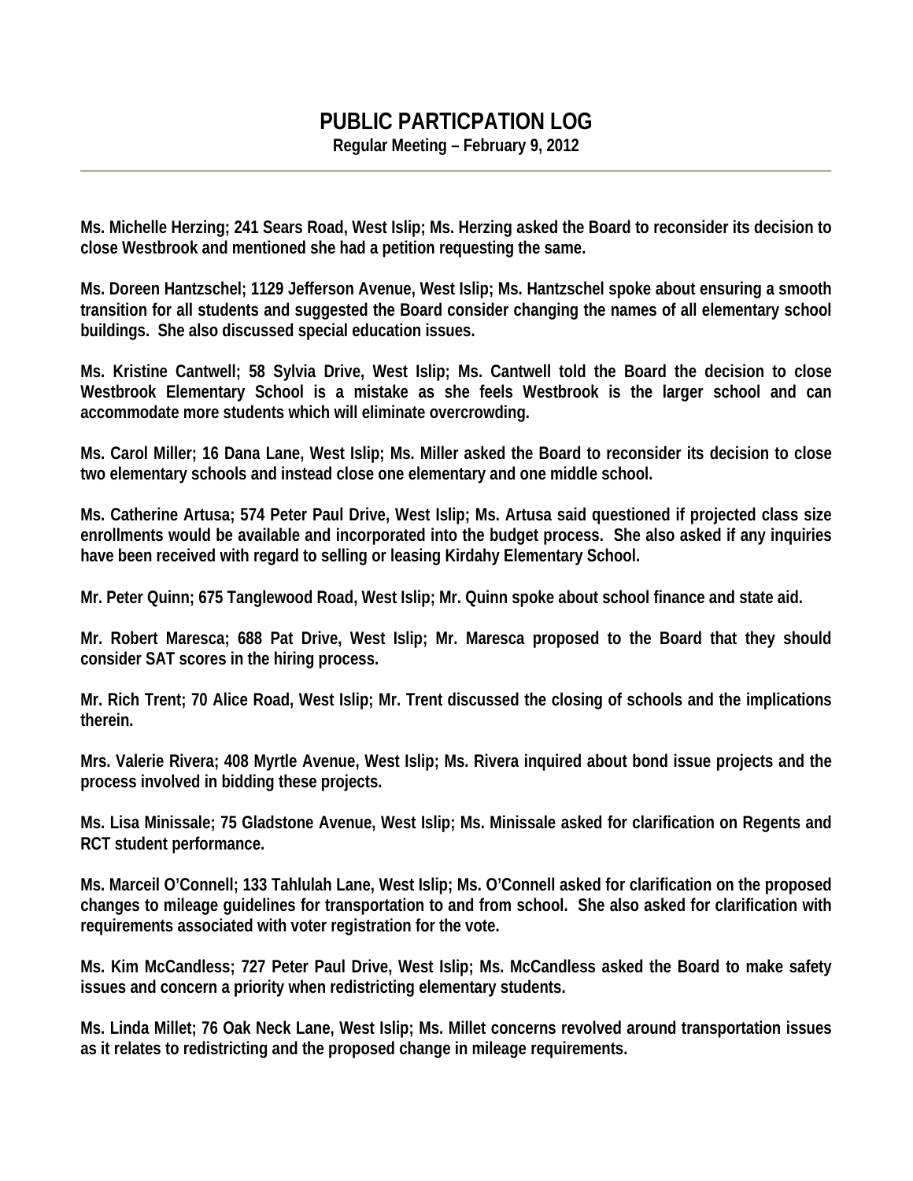# PUBLIC PARTICPATION LOG

**Regular Meeting – February 9, 2012**

---

**Ms. Michelle Herzing; 241 Sears Road, West Islip; Ms. Herzing asked the Board to reconsider its decision to close Westbrook and mentioned she had a petition requesting the same.**

**Ms. Doreen Hantzschel; 1129 Jefferson Avenue, West Islip; Ms. Hantzschel spoke about ensuring a smooth transition for all students and suggested the Board consider changing the names of all elementary school buildings. She also discussed special education issues.**

**Ms. Kristine Cantwell; 58 Sylvia Drive, West Islip; Ms. Cantwell told the Board the decision to close Westbrook Elementary School is a mistake as she feels Westbrook is the larger school and can accommodate more students which will eliminate overcrowding.**

**Ms. Carol Miller; 16 Dana Lane, West Islip; Ms. Miller asked the Board to reconsider its decision to close two elementary schools and instead close one elementary and one middle school.**

**Ms. Catherine Artusa; 574 Peter Paul Drive, West Islip; Ms. Artusa said questioned if projected class size enrollments would be available and incorporated into the budget process. She also asked if any inquiries have been received with regard to selling or leasing Kirdahy Elementary School.**

**Mr. Peter Quinn; 675 Tanglewood Road, West Islip; Mr. Quinn spoke about school finance and state aid.**

**Mr. Robert Maresca; 688 Pat Drive, West Islip; Mr. Maresca proposed to the Board that they should consider SAT scores in the hiring process.**

**Mr. Rich Trent; 70 Alice Road, West Islip; Mr. Trent discussed the closing of schools and the implications therein.**

**Mrs. Valerie Rivera; 408 Myrtle Avenue, West Islip; Ms. Rivera inquired about bond issue projects and the process involved in bidding these projects.**

**Ms. Lisa Minissale; 75 Gladstone Avenue, West Islip; Ms. Minissale asked for clarification on Regents and RCT student performance.**

**Ms. Marceil O'Connell; 133 Tahlulah Lane, West Islip; Ms. O'Connell asked for clarification on the proposed changes to mileage guidelines for transportation to and from school. She also asked for clarification with requirements associated with voter registration for the vote.**

**Ms. Kim McCandless; 727 Peter Paul Drive, West Islip; Ms. McCandless asked the Board to make safety issues and concern a priority when redistricting elementary students.**

**Ms. Linda Millet; 76 Oak Neck Lane, West Islip; Ms. Millet concerns revolved around transportation issues as it relates to redistricting and the proposed change in mileage requirements.**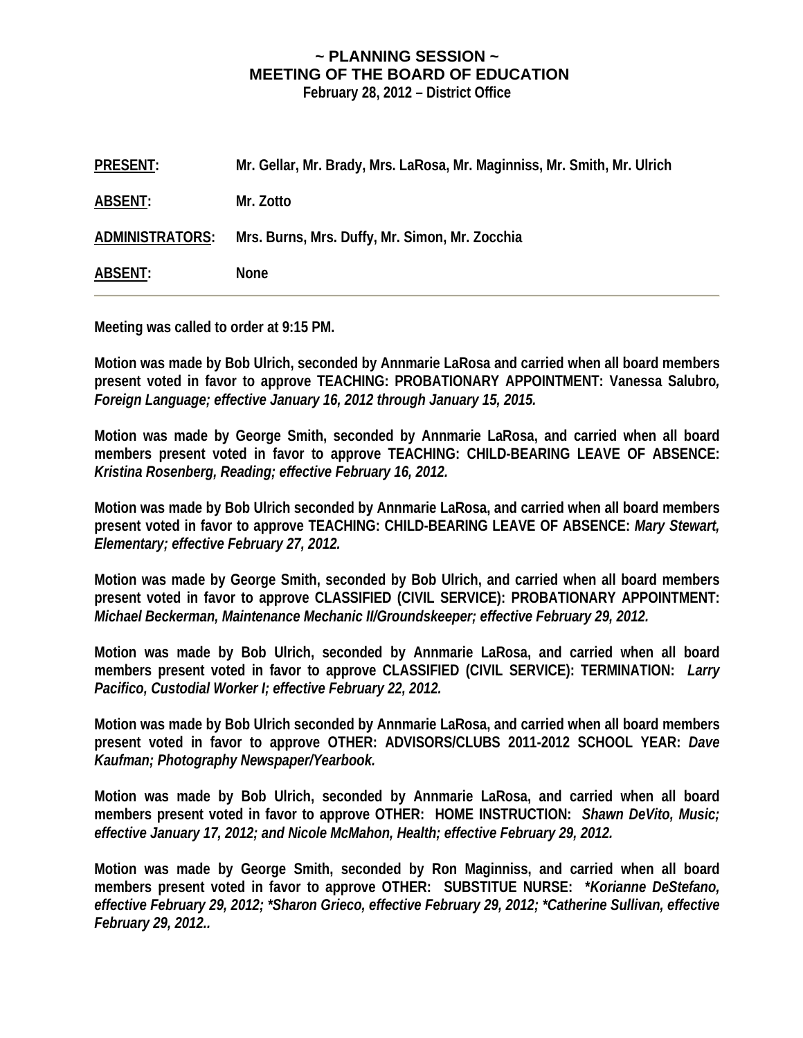**~ PLANNING SESSION ~**
**MEETING OF THE BOARD OF EDUCATION**
**February 28, 2012 – District Office**

| | |
|---|---|
| **PRESENT:** | **Mr. Gellar, Mr. Brady, Mrs. LaRosa, Mr. Maginniss, Mr. Smith, Mr. Ulrich** |
| **ABSENT:** | **Mr. Zotto** |
| **ADMINISTRATORS:** | **Mrs. Burns, Mrs. Duffy, Mr. Simon, Mr. Zocchia** |
| **ABSENT:** | **None** |

---

**Meeting was called to order at 9:15 PM.**

**Motion was made by Bob Ulrich, seconded by Annmarie LaRosa and carried when all board members present voted in favor to approve TEACHING: PROBATIONARY APPOINTMENT: Vanessa Salubro*, Foreign Language; effective January 16, 2012 through January 15, 2015.***

**Motion was made by George Smith, seconded by Annmarie LaRosa, and carried when all board members present voted in favor to approve TEACHING: CHILD-BEARING LEAVE OF ABSENCE: *Kristina Rosenberg, Reading; effective February 16, 2012.***

**Motion was made by Bob Ulrich seconded by Annmarie LaRosa, and carried when all board members present voted in favor to approve TEACHING: CHILD-BEARING LEAVE OF ABSENCE: *Mary Stewart, Elementary; effective February 27, 2012.***

**Motion was made by George Smith, seconded by Bob Ulrich, and carried when all board members present voted in favor to approve CLASSIFIED (CIVIL SERVICE): PROBATIONARY APPOINTMENT: *Michael Beckerman, Maintenance Mechanic II/Groundskeeper; effective February 29, 2012.***

**Motion was made by Bob Ulrich, seconded by Annmarie LaRosa, and carried when all board members present voted in favor to approve CLASSIFIED (CIVIL SERVICE): TERMINATION: *Larry Pacifico, Custodial Worker I; effective February 22, 2012.***

**Motion was made by Bob Ulrich seconded by Annmarie LaRosa, and carried when all board members present voted in favor to approve OTHER: ADVISORS/CLUBS 2011-2012 SCHOOL YEAR: *Dave Kaufman; Photography Newspaper/Yearbook.***

**Motion was made by Bob Ulrich, seconded by Annmarie LaRosa, and carried when all board members present voted in favor to approve OTHER: HOME INSTRUCTION: *Shawn DeVito, Music; effective January 17, 2012; and Nicole McMahon, Health; effective February 29, 2012.***

**Motion was made by George Smith, seconded by Ron Maginniss, and carried when all board members present voted in favor to approve OTHER: SUBSTITUE NURSE: *\*Korianne DeStefano, effective February 29, 2012; \*Sharon Grieco, effective February 29, 2012; \*Catherine Sullivan, effective February 29, 2012..***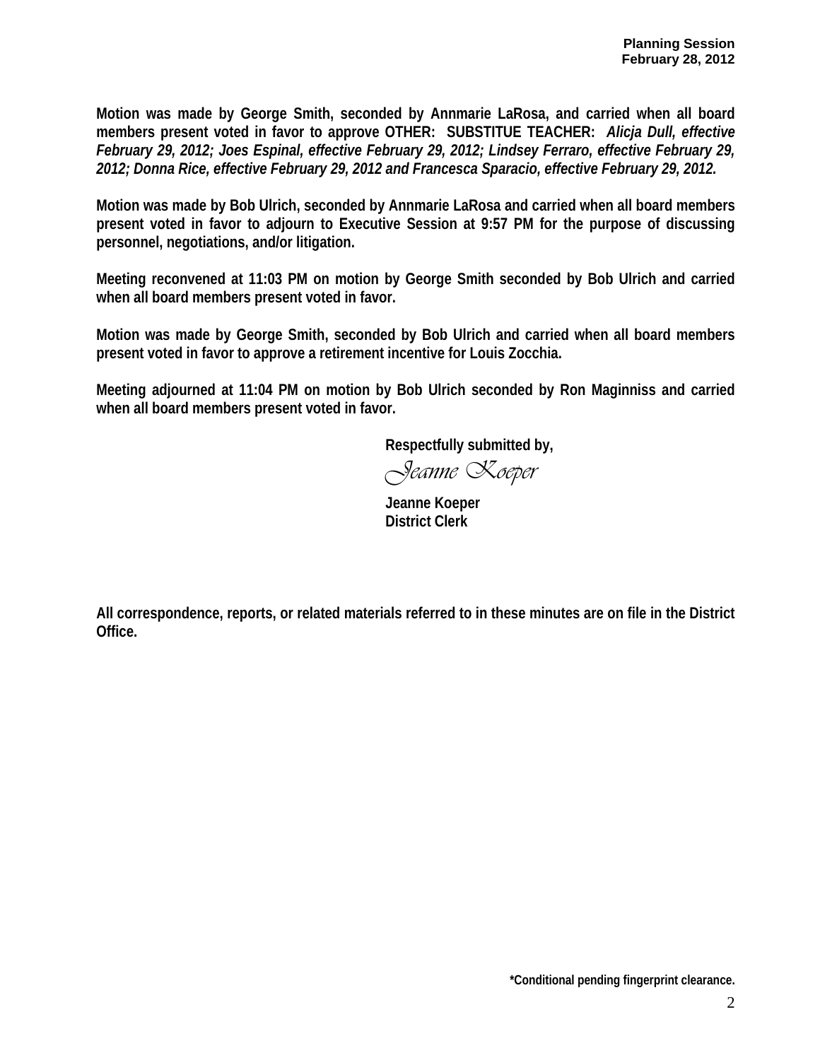**Motion was made by George Smith, seconded by Annmarie LaRosa, and carried when all board members present voted in favor to approve OTHER: SUBSTITUE TEACHER:** ***Alicja Dull, effective February 29, 2012; Joes Espinal, effective February 29, 2012; Lindsey Ferraro, effective February 29, 2012; Donna Rice, effective February 29, 2012 and Francesca Sparacio, effective February 29, 2012.***

**Motion was made by Bob Ulrich, seconded by Annmarie LaRosa and carried when all board members present voted in favor to adjourn to Executive Session at 9:57 PM for the purpose of discussing personnel, negotiations, and/or litigation.**

**Meeting reconvened at 11:03 PM on motion by George Smith seconded by Bob Ulrich and carried when all board members present voted in favor.**

**Motion was made by George Smith, seconded by Bob Ulrich and carried when all board members present voted in favor to approve a retirement incentive for Louis Zocchia.**

**Meeting adjourned at 11:04 PM on motion by Bob Ulrich seconded by Ron Maginniss and carried when all board members present voted in favor.**

**Respectfully submitted by,**

*Jeanne Koeper*

**Jeanne Koeper**
**District Clerk**

**All correspondence, reports, or related materials referred to in these minutes are on file in the District Office.**

**\*Conditional pending fingerprint clearance.**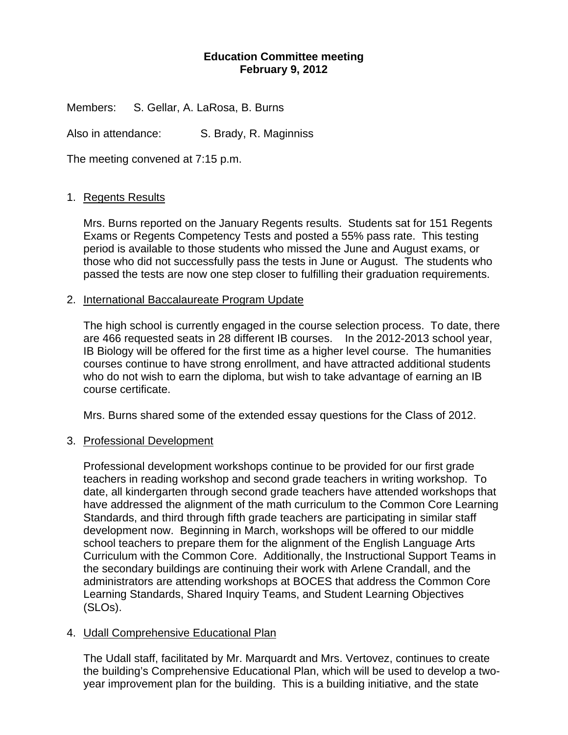**Education Committee meeting**
**February 9, 2012**

Members: S. Gellar, A. LaRosa, B. Burns

Also in attendance: S. Brady, R. Maginniss

The meeting convened at 7:15 p.m.

1. Regents Results

   Mrs. Burns reported on the January Regents results. Students sat for 151 Regents Exams or Regents Competency Tests and posted a 55% pass rate. This testing period is available to those students who missed the June and August exams, or those who did not successfully pass the tests in June or August. The students who passed the tests are now one step closer to fulfilling their graduation requirements.

2. International Baccalaureate Program Update

   The high school is currently engaged in the course selection process. To date, there are 466 requested seats in 28 different IB courses. In the 2012-2013 school year, IB Biology will be offered for the first time as a higher level course. The humanities courses continue to have strong enrollment, and have attracted additional students who do not wish to earn the diploma, but wish to take advantage of earning an IB course certificate.

   Mrs. Burns shared some of the extended essay questions for the Class of 2012.

3. Professional Development

   Professional development workshops continue to be provided for our first grade teachers in reading workshop and second grade teachers in writing workshop. To date, all kindergarten through second grade teachers have attended workshops that have addressed the alignment of the math curriculum to the Common Core Learning Standards, and third through fifth grade teachers are participating in similar staff development now. Beginning in March, workshops will be offered to our middle school teachers to prepare them for the alignment of the English Language Arts Curriculum with the Common Core. Additionally, the Instructional Support Teams in the secondary buildings are continuing their work with Arlene Crandall, and the administrators are attending workshops at BOCES that address the Common Core Learning Standards, Shared Inquiry Teams, and Student Learning Objectives (SLOs).

4. Udall Comprehensive Educational Plan

   The Udall staff, facilitated by Mr. Marquardt and Mrs. Vertovez, continues to create the building's Comprehensive Educational Plan, which will be used to develop a two-year improvement plan for the building. This is a building initiative, and the state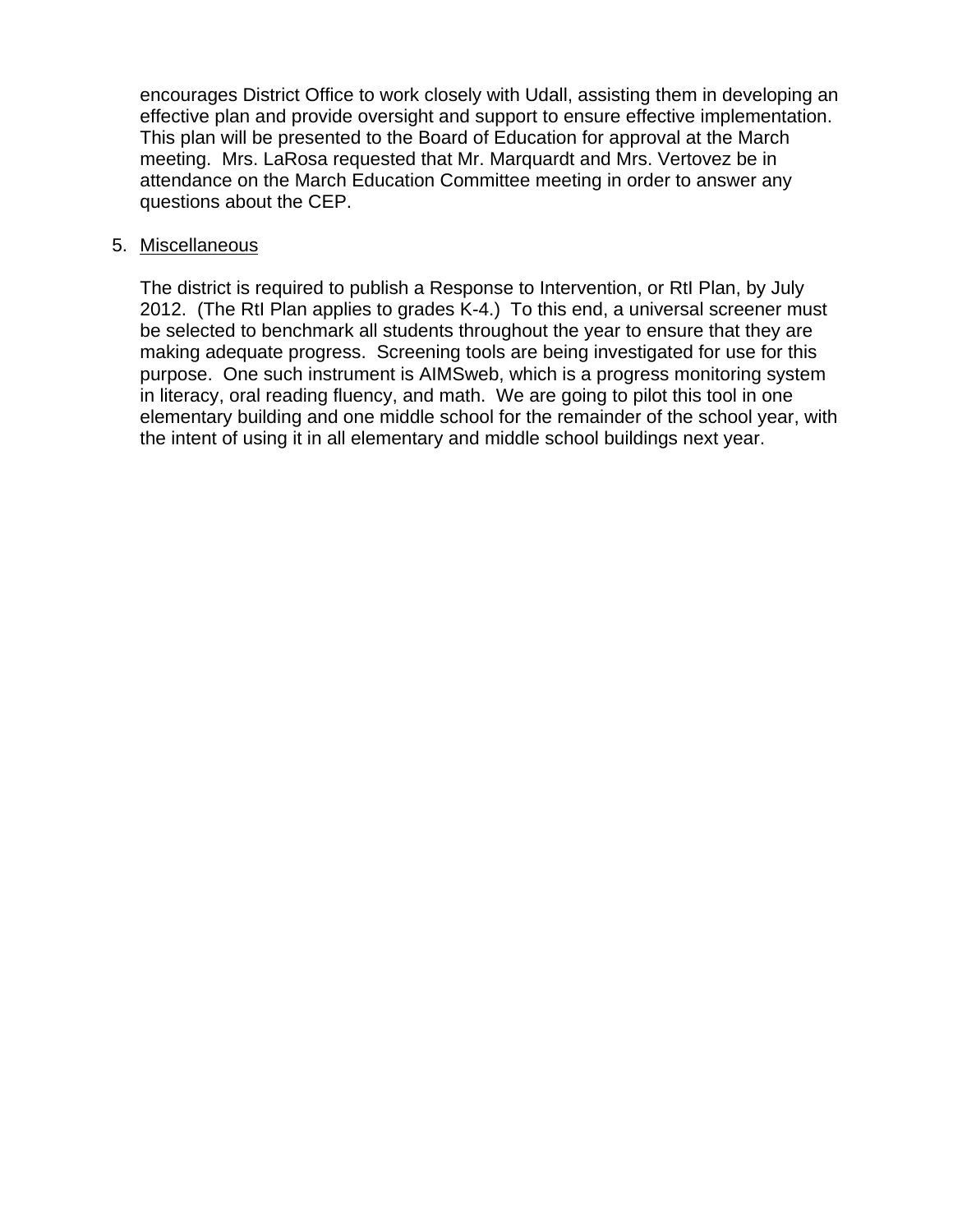encourages District Office to work closely with Udall, assisting them in developing an effective plan and provide oversight and support to ensure effective implementation. This plan will be presented to the Board of Education for approval at the March meeting. Mrs. LaRosa requested that Mr. Marquardt and Mrs. Vertovez be in attendance on the March Education Committee meeting in order to answer any questions about the CEP.

5. <u>Miscellaneous</u>

   The district is required to publish a Response to Intervention, or RtI Plan, by July 2012. (The RtI Plan applies to grades K-4.) To this end, a universal screener must be selected to benchmark all students throughout the year to ensure that they are making adequate progress. Screening tools are being investigated for use for this purpose. One such instrument is AIMSweb, which is a progress monitoring system in literacy, oral reading fluency, and math. We are going to pilot this tool in one elementary building and one middle school for the remainder of the school year, with the intent of using it in all elementary and middle school buildings next year.